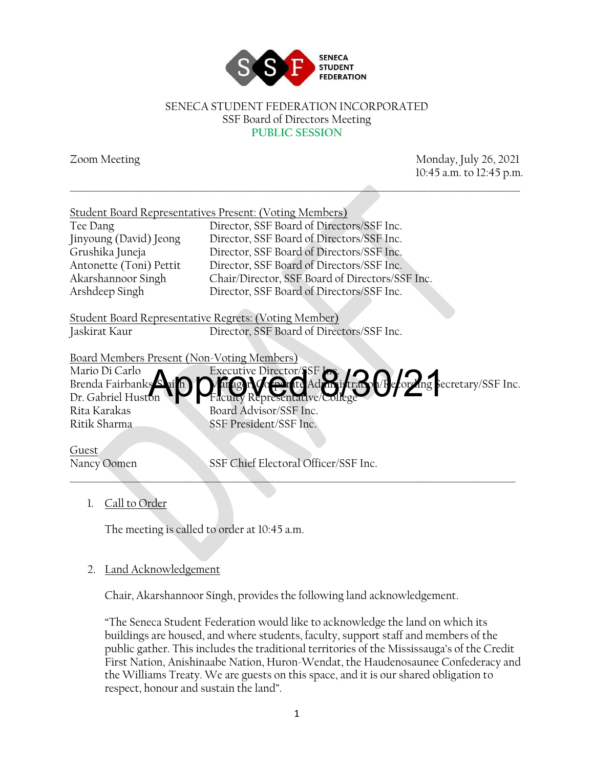SENECA STUDENT FEDERATION INCORPORATED
SSF Board of Directors Meeting
PUBLIC SESSION

Zoom Meeting

Monday, July 26, 2021
10:45 a.m. to 12:45 p.m.

---

Student Board Representatives Present: (Voting Members)

| | |
|---|---|
| Tee Dang | Director, SSF Board of Directors/SSF Inc. |
| Jinyoung (David) Jeong | Director, SSF Board of Directors/SSF Inc. |
| Grushika Juneja | Director, SSF Board of Directors/SSF Inc. |
| Antonette (Toni) Pettit | Director, SSF Board of Directors/SSF Inc. |
| Akarshannoor Singh | Chair/Director, SSF Board of Directors/SSF Inc. |
| Arshdeep Singh | Director, SSF Board of Directors/SSF Inc. |

Student Board Representative Regrets: (Voting Member)

| | |
|---|---|
| Jaskirat Kaur | Director, SSF Board of Directors/SSF Inc. |

Board Members Present (Non-Voting Members)

| | |
|---|---|
| Mario Di Carlo | Executive Director/SSF Inc. |
| Brenda Fairbanks-Smith | Manager, Corporate Administration/Recording Secretary/SSF Inc. |
| Dr. Gabriel Huston | Faculty Representative/College |
| Rita Karakas | Board Advisor/SSF Inc. |
| Ritik Sharma | SSF President/SSF Inc. |

Guest

| | |
|---|---|
| Nancy Oomen | SSF Chief Electoral Officer/SSF Inc. |

Approved 8/30/21

DRAFT

---

1. Call to Order

   The meeting is called to order at 10:45 a.m.

2. Land Acknowledgement

   Chair, Akarshannoor Singh, provides the following land acknowledgement.

   "The Seneca Student Federation would like to acknowledge the land on which its buildings are housed, and where students, faculty, support staff and members of the public gather. This includes the traditional territories of the Mississauga's of the Credit First Nation, Anishinaabe Nation, Huron-Wendat, the Haudenosaunee Confederacy and the Williams Treaty. We are guests on this space, and it is our shared obligation to respect, honour and sustain the land".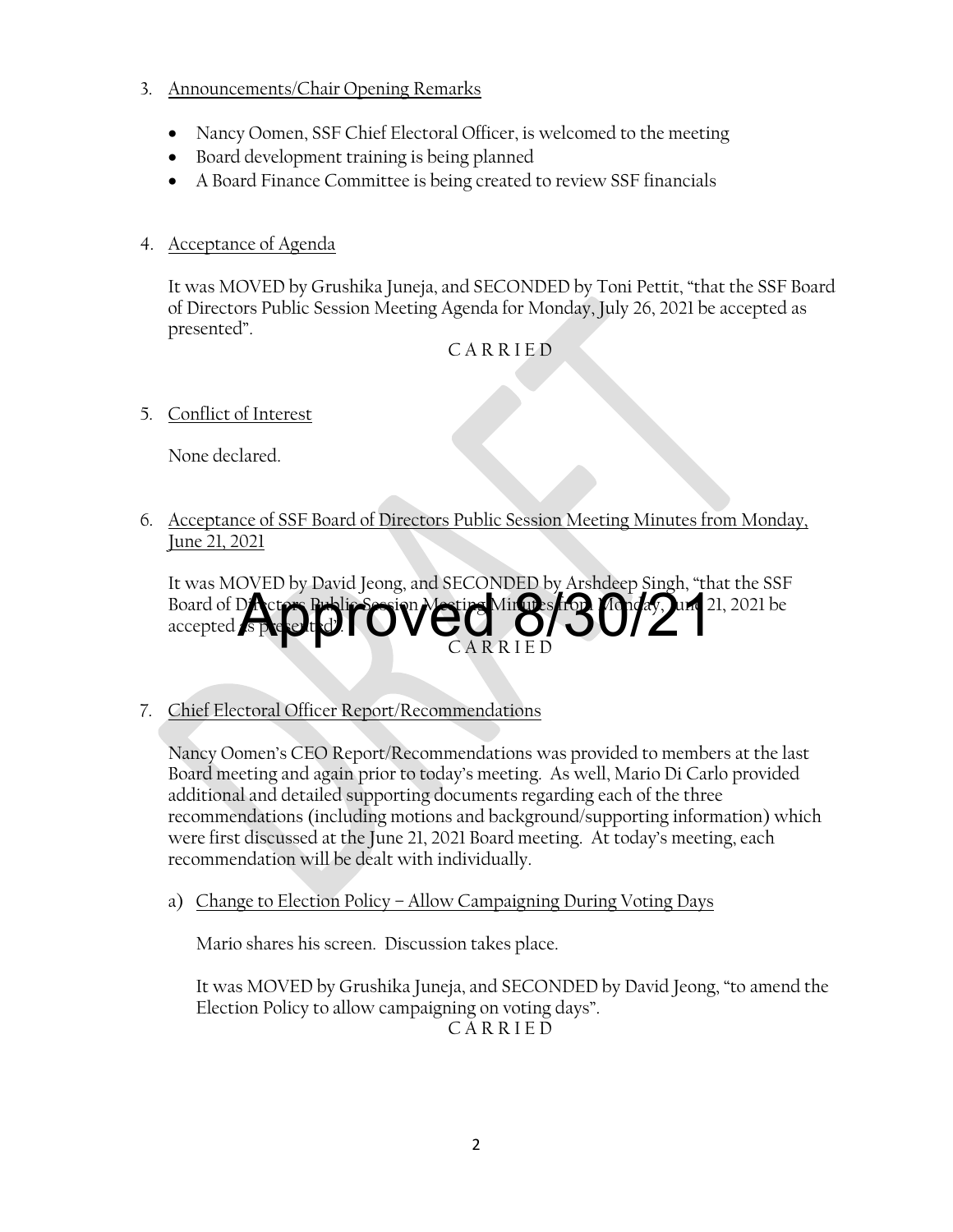3. Announcements/Chair Opening Remarks

   - Nancy Oomen, SSF Chief Electoral Officer, is welcomed to the meeting
   - Board development training is being planned
   - A Board Finance Committee is being created to review SSF financials

4. Acceptance of Agenda

   It was MOVED by Grushika Juneja, and SECONDED by Toni Pettit, "that the SSF Board of Directors Public Session Meeting Agenda for Monday, July 26, 2021 be accepted as presented".

   C A R R I E D

5. Conflict of Interest

   None declared.

6. Acceptance of SSF Board of Directors Public Session Meeting Minutes from Monday, June 21, 2021

   It was MOVED by David Jeong, and SECONDED by Arshdeep Singh, "that the SSF Board of Directors Public Session Meeting Minutes from Monday, June 21, 2021 be accepted as presented".

   C A R R I E D

   Approved 8/30/21

7. Chief Electoral Officer Report/Recommendations

   Nancy Oomen's CEO Report/Recommendations was provided to members at the last Board meeting and again prior to today's meeting. As well, Mario Di Carlo provided additional and detailed supporting documents regarding each of the three recommendations (including motions and background/supporting information) which were first discussed at the June 21, 2021 Board meeting. At today's meeting, each recommendation will be dealt with individually.

   a) Change to Election Policy – Allow Campaigning During Voting Days

      Mario shares his screen. Discussion takes place.

      It was MOVED by Grushika Juneja, and SECONDED by David Jeong, "to amend the Election Policy to allow campaigning on voting days".

      C A R R I E D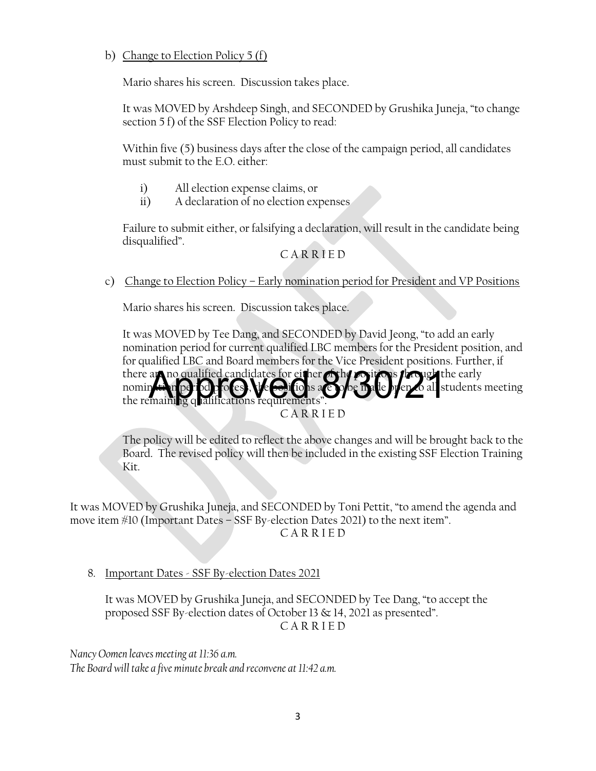b) Change to Election Policy 5 (f)

Mario shares his screen. Discussion takes place.

It was MOVED by Arshdeep Singh, and SECONDED by Grushika Juneja, "to change section 5 f) of the SSF Election Policy to read:

Within five (5) business days after the close of the campaign period, all candidates must submit to the E.O. either:

i) All election expense claims, or
ii) A declaration of no election expenses

Failure to submit either, or falsifying a declaration, will result in the candidate being disqualified".

C A R R I E D

c) Change to Election Policy – Early nomination period for President and VP Positions

Mario shares his screen. Discussion takes place.

It was MOVED by Tee Dang, and SECONDED by David Jeong, "to add an early nomination period for current qualified LBC members for the President position, and for qualified LBC and Board members for the Vice President positions. Further, if there are no qualified candidates for either of the positions through the early nomination period process, the positions are to be made open to all students meeting the remaining qualifications requirements".

Approved 8/30/21

C A R R I E D

The policy will be edited to reflect the above changes and will be brought back to the Board. The revised policy will then be included in the existing SSF Election Training Kit.

It was MOVED by Grushika Juneja, and SECONDED by Toni Pettit, "to amend the agenda and move item #10 (Important Dates – SSF By-election Dates 2021) to the next item".

C A R R I E D

8. Important Dates - SSF By-election Dates 2021

It was MOVED by Grushika Juneja, and SECONDED by Tee Dang, "to accept the proposed SSF By-election dates of October 13 & 14, 2021 as presented".

C A R R I E D

*Nancy Oomen leaves meeting at 11:36 a.m.*
*The Board will take a five minute break and reconvene at 11:42 a.m.*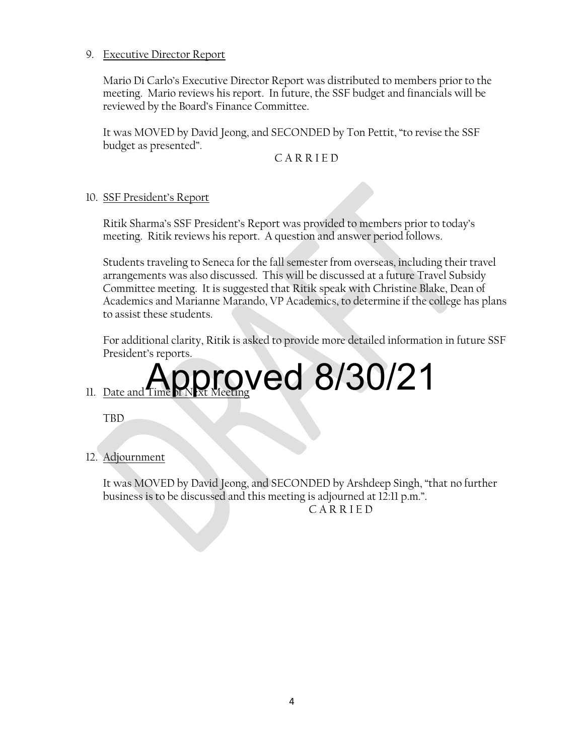9. Executive Director Report

   Mario Di Carlo's Executive Director Report was distributed to members prior to the meeting. Mario reviews his report. In future, the SSF budget and financials will be reviewed by the Board's Finance Committee.

   It was MOVED by David Jeong, and SECONDED by Ton Pettit, "to revise the SSF budget as presented".

   C A R R I E D

10. SSF President's Report

    Ritik Sharma's SSF President's Report was provided to members prior to today's meeting. Ritik reviews his report. A question and answer period follows.

    Students traveling to Seneca for the fall semester from overseas, including their travel arrangements was also discussed. This will be discussed at a future Travel Subsidy Committee meeting. It is suggested that Ritik speak with Christine Blake, Dean of Academics and Marianne Marando, VP Academics, to determine if the college has plans to assist these students.

    For additional clarity, Ritik is asked to provide more detailed information in future SSF President's reports.

Approved 8/30/21

11. Date and Time of Next Meeting

    TBD

12. Adjournment

    It was MOVED by David Jeong, and SECONDED by Arshdeep Singh, "that no further business is to be discussed and this meeting is adjourned at 12:11 p.m.".

    C A R R I E D